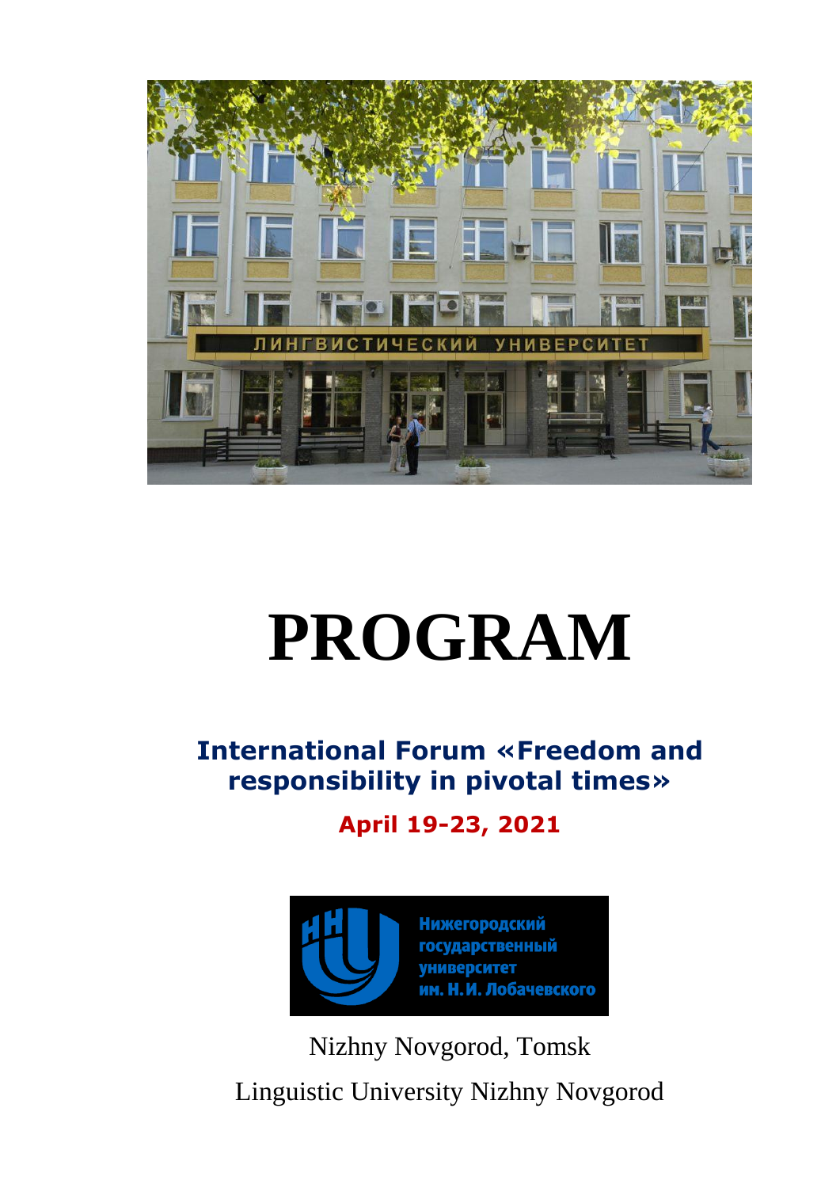# PROGRAM

## International Forum «Freedom and responsibility in pivotal times»

**April 19-23, 2021**

Нижегородский государственный университет им. Н.И. Лобачевского

Nizhny Novgorod, Tomsk

Linguistic University Nizhny Novgorod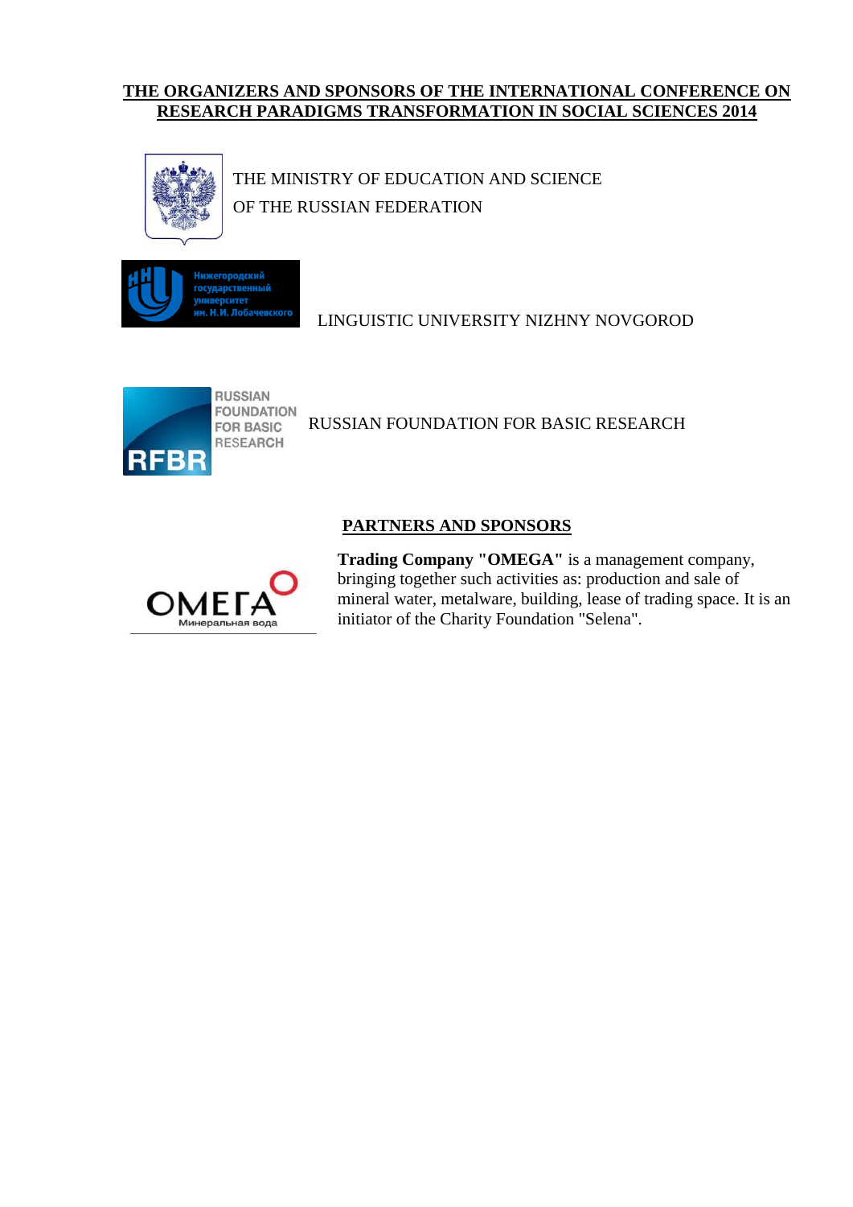## THE ORGANIZERS AND SPONSORS OF THE INTERNATIONAL CONFERENCE ON RESEARCH PARADIGMS TRANSFORMATION IN SOCIAL SCIENCES 2014

THE MINISTRY OF EDUCATION AND SCIENCE
OF THE RUSSIAN FEDERATION

LINGUISTIC UNIVERSITY NIZHNY NOVGOROD

RUSSIAN FOUNDATION FOR BASIC RESEARCH

## PARTNERS AND SPONSORS

**Trading Company "OMEGA"** is a management company, bringing together such activities as: production and sale of mineral water, metalware, building, lease of trading space. It is an initiator of the Charity Foundation "Selena".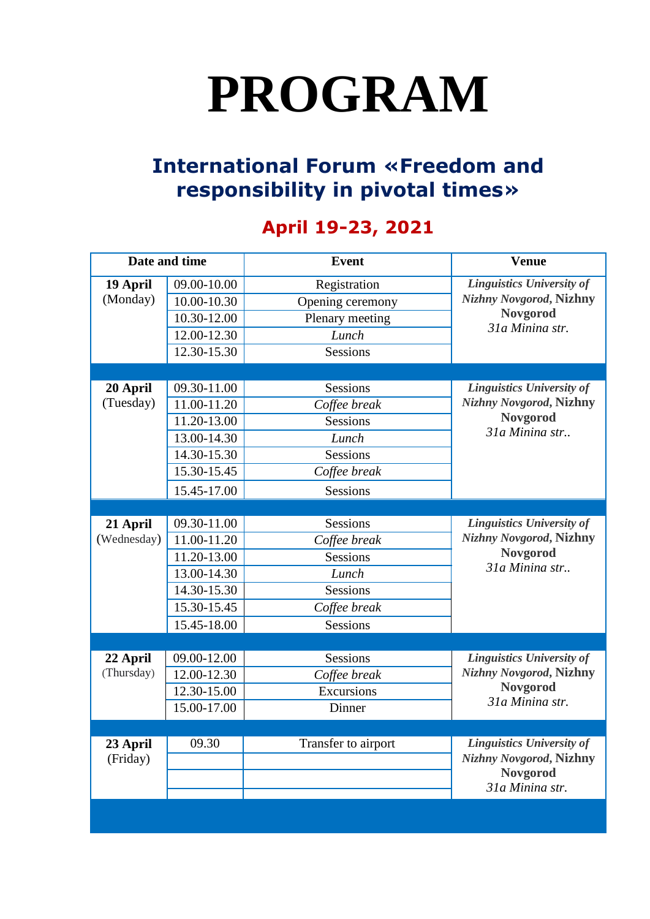# PROGRAM

## International Forum «Freedom and responsibility in pivotal times»

### April 19-23, 2021

| Date and time | | Event | Venue |
|---|---|---|---|
| **19 April** (Monday) | 09.00-10.00 | Registration | ***Linguistics University of Nizhny Novgorod*, Nizhny Novgorod** *31a Minina str.* |
| | 10.00-10.30 | Opening ceremony | |
| | 10.30-12.00 | Plenary meeting | |
| | 12.00-12.30 | *Lunch* | |
| | 12.30-15.30 | Sessions | |
| **20 April** (Tuesday) | 09.30-11.00 | Sessions | ***Linguistics University of Nizhny Novgorod*, Nizhny Novgorod** *31a Minina str..* |
| | 11.00-11.20 | *Coffee break* | |
| | 11.20-13.00 | Sessions | |
| | 13.00-14.30 | *Lunch* | |
| | 14.30-15.30 | Sessions | |
| | 15.30-15.45 | *Coffee break* | |
| | 15.45-17.00 | Sessions | |
| **21 April** (Wednesday) | 09.30-11.00 | Sessions | ***Linguistics University of Nizhny Novgorod*, Nizhny Novgorod** *31a Minina str..* |
| | 11.00-11.20 | *Coffee break* | |
| | 11.20-13.00 | Sessions | |
| | 13.00-14.30 | *Lunch* | |
| | 14.30-15.30 | Sessions | |
| | 15.30-15.45 | *Coffee break* | |
| | 15.45-18.00 | Sessions | |
| **22 April** (Thursday) | 09.00-12.00 | Sessions | ***Linguistics University of Nizhny Novgorod*, Nizhny Novgorod** *31a Minina str.* |
| | 12.00-12.30 | *Coffee break* | |
| | 12.30-15.00 | Excursions | |
| | 15.00-17.00 | Dinner | |
| **23 April** (Friday) | 09.30 | Transfer to airport | ***Linguistics University of Nizhny Novgorod*, Nizhny Novgorod** *31a Minina str.* |
| | | | |
| | | | |
| | | | |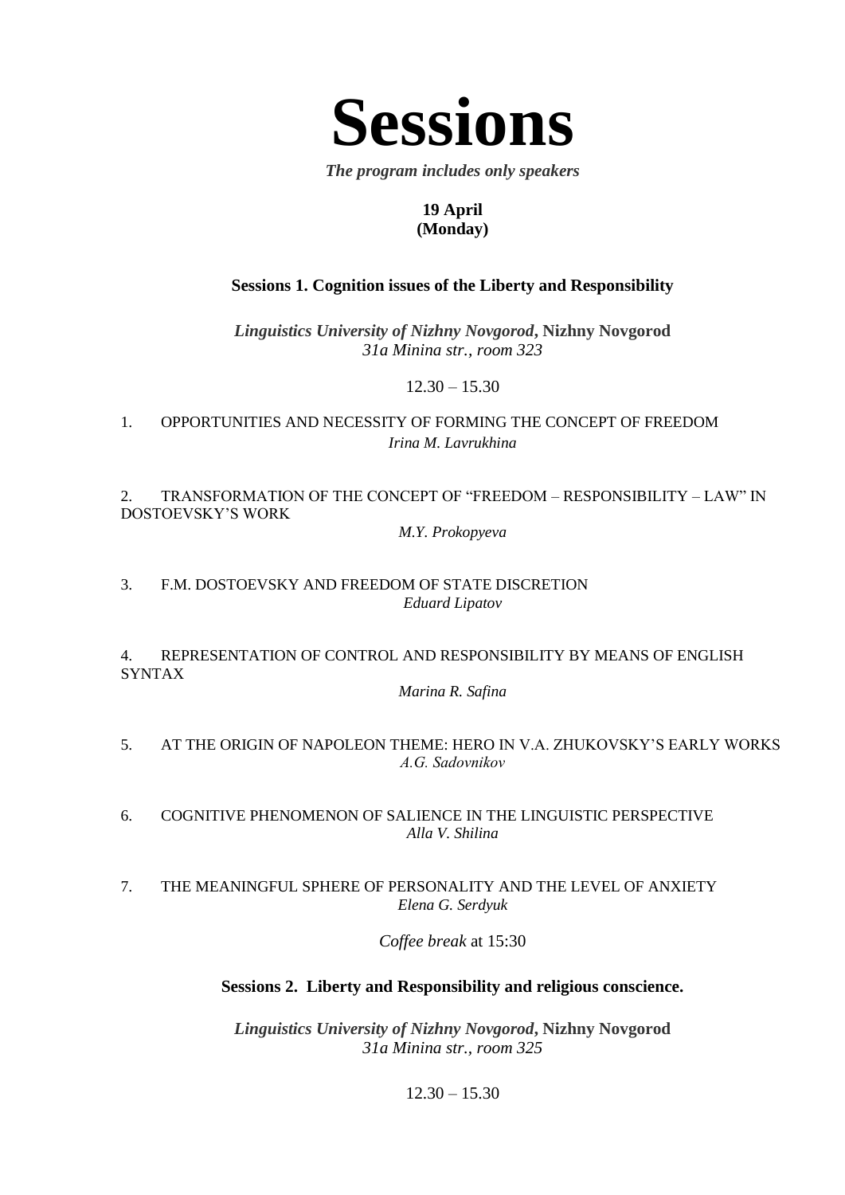# Sessions

***The program includes only speakers***

**19 April**
**(Monday)**

## Sessions 1. Cognition issues of the Liberty and Responsibility

***Linguistics University of Nizhny Novgorod*, Nizhny Novgorod**
*31a Minina str., room 323*

12.30 – 15.30

1. OPPORTUNITIES AND NECESSITY OF FORMING THE CONCEPT OF FREEDOM
   *Irina M. Lavrukhina*

2. TRANSFORMATION OF THE CONCEPT OF "FREEDOM – RESPONSIBILITY – LAW" IN DOSTOEVSKY'S WORK
   *M.Y. Prokopyeva*

3. F.M. DOSTOEVSKY AND FREEDOM OF STATE DISCRETION
   *Eduard Lipatov*

4. REPRESENTATION OF CONTROL AND RESPONSIBILITY BY MEANS OF ENGLISH SYNTAX
   *Marina R. Safina*

5. AT THE ORIGIN OF NAPOLEON THEME: HERO IN V.A. ZHUKOVSKY'S EARLY WORKS
   *A.G. Sadovnikov*

6. COGNITIVE PHENOMENON OF SALIENCE IN THE LINGUISTIC PERSPECTIVE
   *Alla V. Shilina*

7. THE MEANINGFUL SPHERE OF PERSONALITY AND THE LEVEL OF ANXIETY
   *Elena G. Serdyuk*

*Coffee break* at 15:30

## Sessions 2. Liberty and Responsibility and religious conscience.

***Linguistics University of Nizhny Novgorod*, Nizhny Novgorod**
*31a Minina str., room 325*

12.30 – 15.30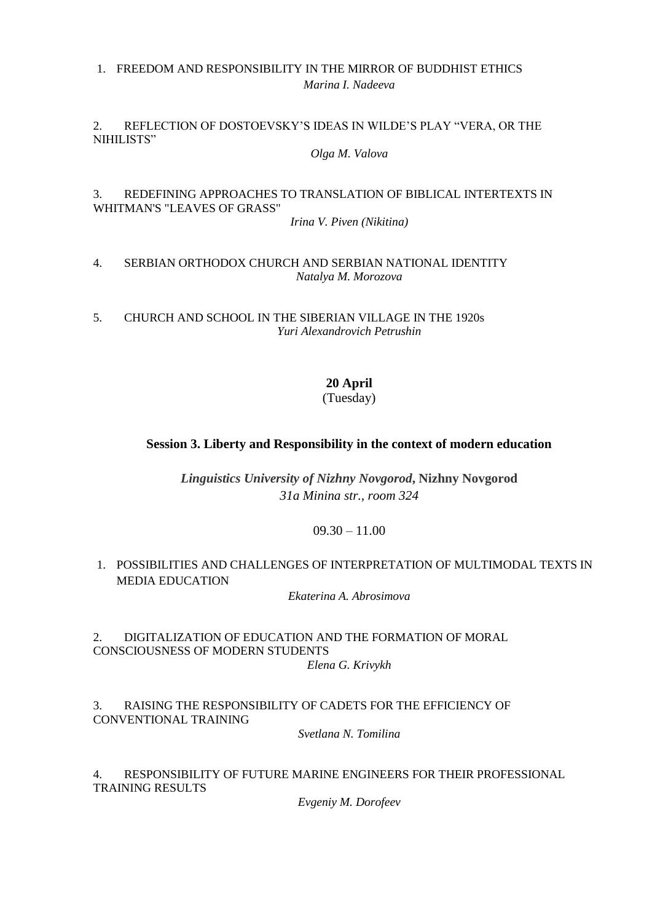1. FREEDOM AND RESPONSIBILITY IN THE MIRROR OF BUDDHIST ETHICS
   *Marina I. Nadeeva*

2. REFLECTION OF DOSTOEVSKY'S IDEAS IN WILDE'S PLAY "VERA, OR THE NIHILISTS"
   *Olga M. Valova*

3. REDEFINING APPROACHES TO TRANSLATION OF BIBLICAL INTERTEXTS IN WHITMAN'S "LEAVES OF GRASS"
   *Irina V. Piven (Nikitina)*

4. SERBIAN ORTHODOX CHURCH AND SERBIAN NATIONAL IDENTITY
   *Natalya M. Morozova*

5. CHURCH AND SCHOOL IN THE SIBERIAN VILLAGE IN THE 1920s
   *Yuri Alexandrovich Petrushin*

**20 April**
(Tuesday)

### Session 3. Liberty and Responsibility in the context of modern education

***Linguistics University of Nizhny Novgorod*, Nizhny Novgorod**
*31a Minina str., room 324*

09.30 – 11.00

1. POSSIBILITIES AND CHALLENGES OF INTERPRETATION OF MULTIMODAL TEXTS IN MEDIA EDUCATION
   *Ekaterina A. Abrosimova*

2. DIGITALIZATION OF EDUCATION AND THE FORMATION OF MORAL CONSCIOUSNESS OF MODERN STUDENTS
   *Elena G. Krivykh*

3. RAISING THE RESPONSIBILITY OF CADETS FOR THE EFFICIENCY OF CONVENTIONAL TRAINING
   *Svetlana N. Tomilina*

4. RESPONSIBILITY OF FUTURE MARINE ENGINEERS FOR THEIR PROFESSIONAL TRAINING RESULTS
   *Evgeniy M. Dorofeev*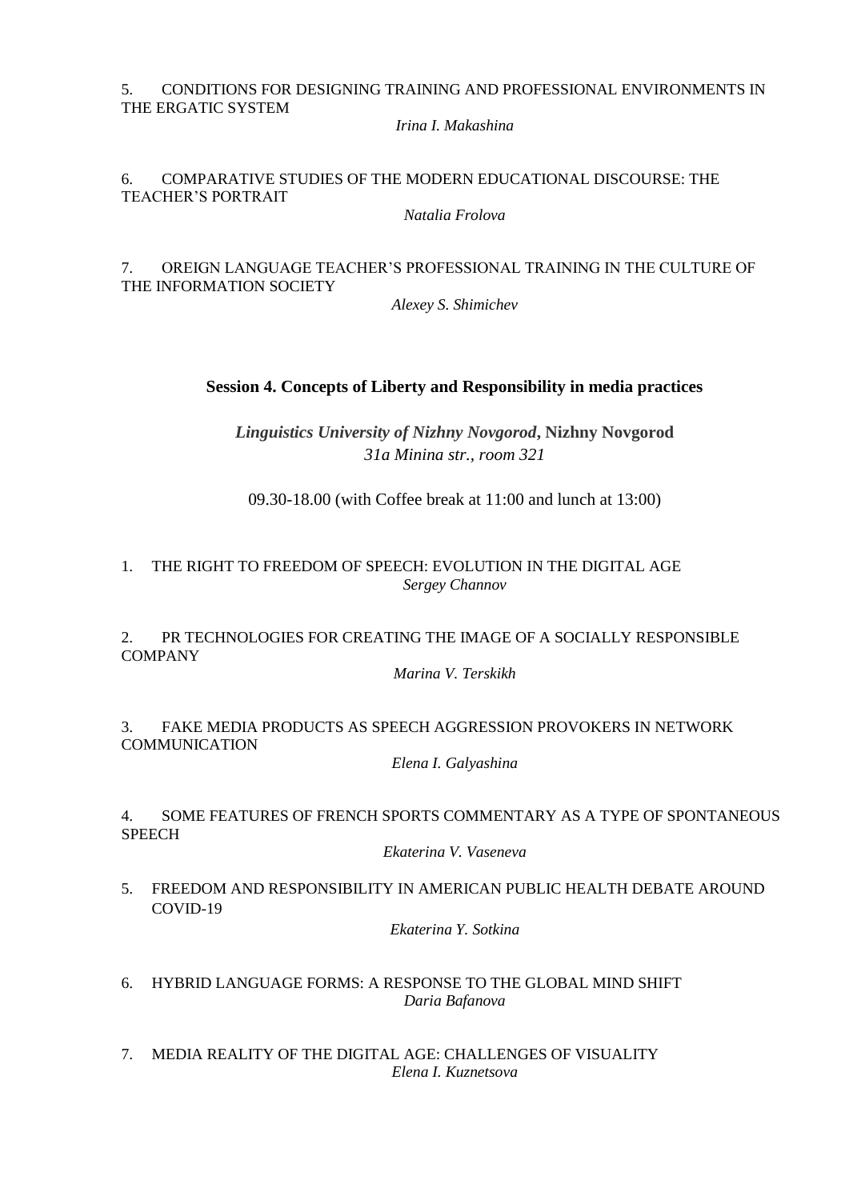5. CONDITIONS FOR DESIGNING TRAINING AND PROFESSIONAL ENVIRONMENTS IN THE ERGATIC SYSTEM

*Irina I. Makashina*

6. COMPARATIVE STUDIES OF THE MODERN EDUCATIONAL DISCOURSE: THE TEACHER'S PORTRAIT

*Natalia Frolova*

7. OREIGN LANGUAGE TEACHER'S PROFESSIONAL TRAINING IN THE CULTURE OF THE INFORMATION SOCIETY

*Alexey S. Shimichev*

## Session 4. Concepts of Liberty and Responsibility in media practices

***Linguistics University of Nizhny Novgorod*, Nizhny Novgorod**
*31a Minina str., room 321*

09.30-18.00 (with Coffee break at 11:00 and lunch at 13:00)

1. THE RIGHT TO FREEDOM OF SPEECH: EVOLUTION IN THE DIGITAL AGE

*Sergey Channov*

2. PR TECHNOLOGIES FOR CREATING THE IMAGE OF A SOCIALLY RESPONSIBLE COMPANY

*Marina V. Terskikh*

3. FAKE MEDIA PRODUCTS AS SPEECH AGGRESSION PROVOKERS IN NETWORK COMMUNICATION

*Elena I. Galyashina*

4. SOME FEATURES OF FRENCH SPORTS COMMENTARY AS A TYPE OF SPONTANEOUS SPEECH

*Ekaterina V. Vaseneva*

5. FREEDOM AND RESPONSIBILITY IN AMERICAN PUBLIC HEALTH DEBATE AROUND COVID-19

*Ekaterina Y. Sotkina*

6. HYBRID LANGUAGE FORMS: A RESPONSE TO THE GLOBAL MIND SHIFT

*Daria Bafanova*

7. MEDIA REALITY OF THE DIGITAL AGE: CHALLENGES OF VISUALITY

*Elena I. Kuznetsova*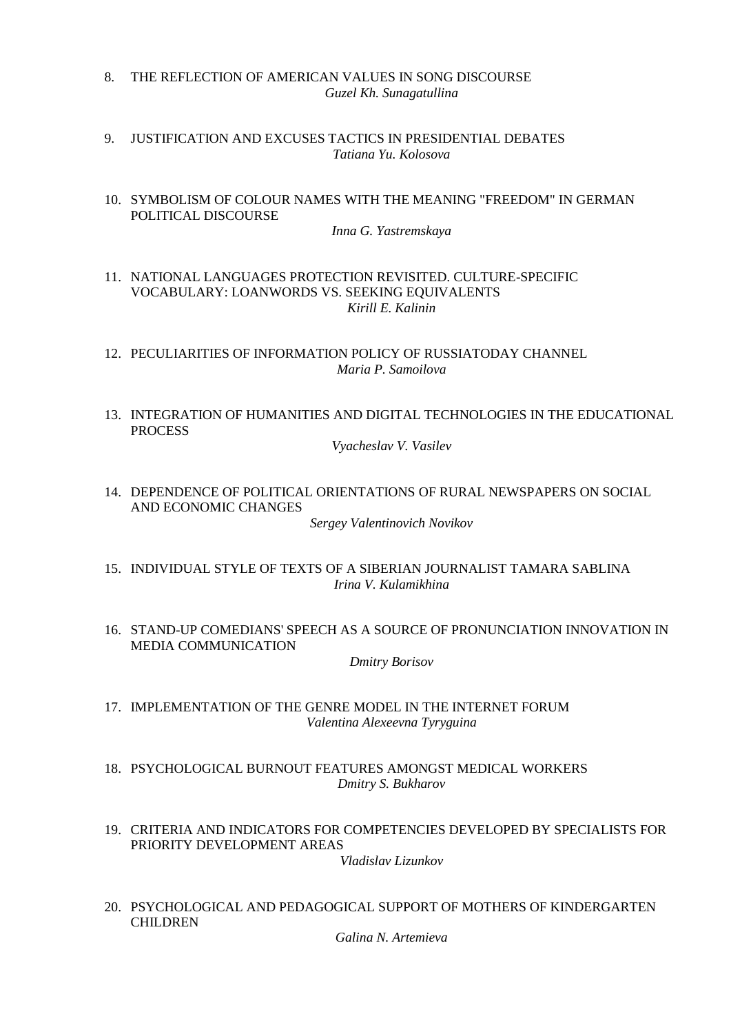8. THE REFLECTION OF AMERICAN VALUES IN SONG DISCOURSE
   *Guzel Kh. Sunagatullina*

9. JUSTIFICATION AND EXCUSES TACTICS IN PRESIDENTIAL DEBATES
   *Tatiana Yu. Kolosova*

10. SYMBOLISM OF COLOUR NAMES WITH THE MEANING "FREEDOM" IN GERMAN POLITICAL DISCOURSE
    *Inna G. Yastremskaya*

11. NATIONAL LANGUAGES PROTECTION REVISITED. CULTURE-SPECIFIC VOCABULARY: LOANWORDS VS. SEEKING EQUIVALENTS
    *Kirill E. Kalinin*

12. PECULIARITIES OF INFORMATION POLICY OF RUSSIATODAY CHANNEL
    *Maria P. Samoilova*

13. INTEGRATION OF HUMANITIES AND DIGITAL TECHNOLOGIES IN THE EDUCATIONAL PROCESS
    *Vyacheslav V. Vasilev*

14. DEPENDENCE OF POLITICAL ORIENTATIONS OF RURAL NEWSPAPERS ON SOCIAL AND ECONOMIC CHANGES
    *Sergey Valentinovich Novikov*

15. INDIVIDUAL STYLE OF TEXTS OF A SIBERIAN JOURNALIST TAMARA SABLINA
    *Irina V. Kulamikhina*

16. STAND-UP COMEDIANS' SPEECH AS A SOURCE OF PRONUNCIATION INNOVATION IN MEDIA COMMUNICATION
    *Dmitry Borisov*

17. IMPLEMENTATION OF THE GENRE MODEL IN THE INTERNET FORUM
    *Valentina Alexeevna Tyryguina*

18. PSYCHOLOGICAL BURNOUT FEATURES AMONGST MEDICAL WORKERS
    *Dmitry S. Bukharov*

19. CRITERIA AND INDICATORS FOR COMPETENCIES DEVELOPED BY SPECIALISTS FOR PRIORITY DEVELOPMENT AREAS
    *Vladislav Lizunkov*

20. PSYCHOLOGICAL AND PEDAGOGICAL SUPPORT OF MOTHERS OF KINDERGARTEN CHILDREN
    *Galina N. Artemieva*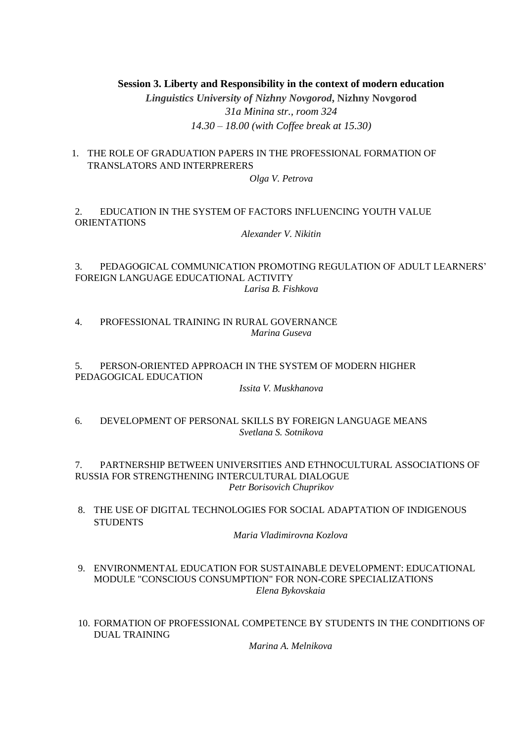## Session 3. Liberty and Responsibility in the context of modern education

***Linguistics University of Nizhny Novgorod*, Nizhny Novgorod**

*31a Minina str., room 324*

*14.30 – 18.00 (with Coffee break at 15.30)*

1. THE ROLE OF GRADUATION PAPERS IN THE PROFESSIONAL FORMATION OF TRANSLATORS AND INTERPRERERS

   *Olga V. Petrova*

2. EDUCATION IN THE SYSTEM OF FACTORS INFLUENCING YOUTH VALUE ORIENTATIONS

   *Alexander V. Nikitin*

3. PEDAGOGICAL COMMUNICATION PROMOTING REGULATION OF ADULT LEARNERS' FOREIGN LANGUAGE EDUCATIONAL ACTIVITY

   *Larisa B. Fishkova*

4. PROFESSIONAL TRAINING IN RURAL GOVERNANCE

   *Marina Guseva*

5. PERSON-ORIENTED APPROACH IN THE SYSTEM OF MODERN HIGHER PEDAGOGICAL EDUCATION

   *Issita V. Muskhanova*

6. DEVELOPMENT OF PERSONAL SKILLS BY FOREIGN LANGUAGE MEANS

   *Svetlana S. Sotnikova*

7. PARTNERSHIP BETWEEN UNIVERSITIES AND ETHNOCULTURAL ASSOCIATIONS OF RUSSIA FOR STRENGTHENING INTERCULTURAL DIALOGUE

   *Petr Borisovich Chuprikov*

8. THE USE OF DIGITAL TECHNOLOGIES FOR SOCIAL ADAPTATION OF INDIGENOUS STUDENTS

   *Maria Vladimirovna Kozlova*

9. ENVIRONMENTAL EDUCATION FOR SUSTAINABLE DEVELOPMENT: EDUCATIONAL MODULE "CONSCIOUS CONSUMPTION" FOR NON-CORE SPECIALIZATIONS

   *Elena Bykovskaia*

10. FORMATION OF PROFESSIONAL COMPETENCE BY STUDENTS IN THE CONDITIONS OF DUAL TRAINING

    *Marina A. Melnikova*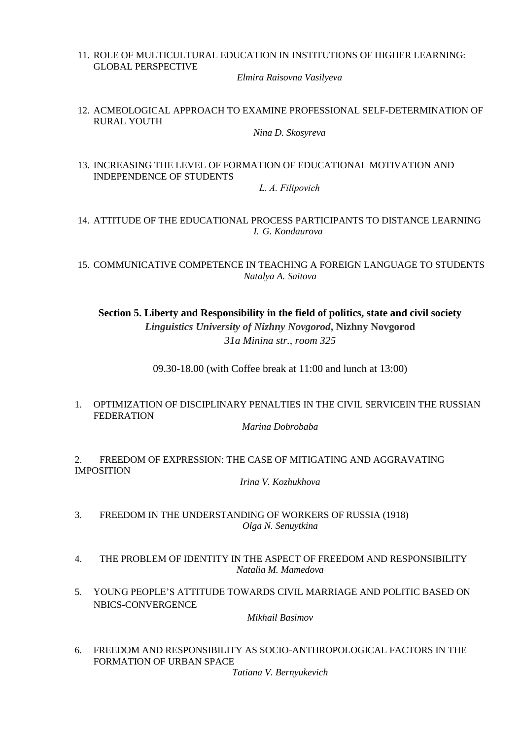11. ROLE OF MULTICULTURAL EDUCATION IN INSTITUTIONS OF HIGHER LEARNING: GLOBAL PERSPECTIVE

    *Elmira Raisovna Vasilyeva*

12. ACMEOLOGICAL APPROACH TO EXAMINE PROFESSIONAL SELF-DETERMINATION OF RURAL YOUTH

    *Nina D. Skosyreva*

13. INCREASING THE LEVEL OF FORMATION OF EDUCATIONAL MOTIVATION AND INDEPENDENCE OF STUDENTS

    *L. A. Filipovich*

14. ATTITUDE OF THE EDUCATIONAL PROCESS PARTICIPANTS TO DISTANCE LEARNING

    *I. G. Kondaurova*

15. COMMUNICATIVE COMPETENCE IN TEACHING A FOREIGN LANGUAGE TO STUDENTS

    *Natalya A. Saitova*

## Section 5. Liberty and Responsibility in the field of politics, state and civil society

***Linguistics University of Nizhny Novgorod*, Nizhny Novgorod**

*31a Minina str., room 325*

09.30-18.00 (with Coffee break at 11:00 and lunch at 13:00)

1. OPTIMIZATION OF DISCIPLINARY PENALTIES IN THE CIVIL SERVICEIN THE RUSSIAN FEDERATION

   *Marina Dobrobaba*

2. FREEDOM OF EXPRESSION: THE CASE OF MITIGATING AND AGGRAVATING IMPOSITION

   *Irina V. Kozhukhova*

3. FREEDOM IN THE UNDERSTANDING OF WORKERS OF RUSSIA (1918)

   *Olga N. Senuytkina*

4. THE PROBLEM OF IDENTITY IN THE ASPECT OF FREEDOM AND RESPONSIBILITY

   *Natalia M. Mamedova*

5. YOUNG PEOPLE'S ATTITUDE TOWARDS CIVIL MARRIAGE AND POLITIC BASED ON NBICS-CONVERGENCE

   *Mikhail Basimov*

6. FREEDOM AND RESPONSIBILITY AS SOCIO-ANTHROPOLOGICAL FACTORS IN THE FORMATION OF URBAN SPACE

   *Tatiana V. Bernyukevich*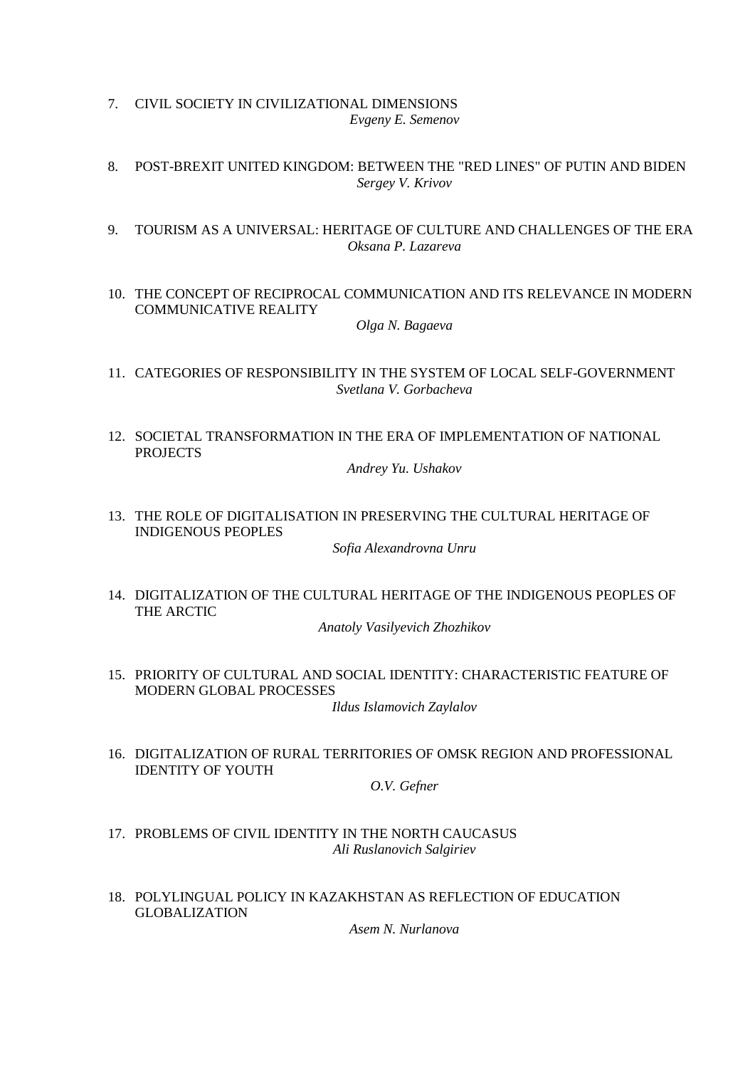7. CIVIL SOCIETY IN CIVILIZATIONAL DIMENSIONS
   *Evgeny E. Semenov*

8. POST-BREXIT UNITED KINGDOM: BETWEEN THE "RED LINES" OF PUTIN AND BIDEN
   *Sergey V. Krivov*

9. TOURISM AS A UNIVERSAL: HERITAGE OF CULTURE AND CHALLENGES OF THE ERA
   *Oksana P. Lazareva*

10. THE CONCEPT OF RECIPROCAL COMMUNICATION AND ITS RELEVANCE IN MODERN COMMUNICATIVE REALITY
    *Olga N. Bagaeva*

11. CATEGORIES OF RESPONSIBILITY IN THE SYSTEM OF LOCAL SELF-GOVERNMENT
    *Svetlana V. Gorbacheva*

12. SOCIETAL TRANSFORMATION IN THE ERA OF IMPLEMENTATION OF NATIONAL PROJECTS
    *Andrey Yu. Ushakov*

13. THE ROLE OF DIGITALISATION IN PRESERVING THE CULTURAL HERITAGE OF INDIGENOUS PEOPLES
    *Sofia Alexandrovna Unru*

14. DIGITALIZATION OF THE CULTURAL HERITAGE OF THE INDIGENOUS PEOPLES OF THE ARCTIC
    *Anatoly Vasilyevich Zhozhikov*

15. PRIORITY OF CULTURAL AND SOCIAL IDENTITY: CHARACTERISTIC FEATURE OF MODERN GLOBAL PROCESSES
    *Ildus Islamovich Zaylalov*

16. DIGITALIZATION OF RURAL TERRITORIES OF OMSK REGION AND PROFESSIONAL IDENTITY OF YOUTH
    *O.V. Gefner*

17. PROBLEMS OF CIVIL IDENTITY IN THE NORTH CAUCASUS
    *Ali Ruslanovich Salgiriev*

18. POLYLINGUAL POLICY IN KAZAKHSTAN AS REFLECTION OF EDUCATION GLOBALIZATION
    *Asem N. Nurlanova*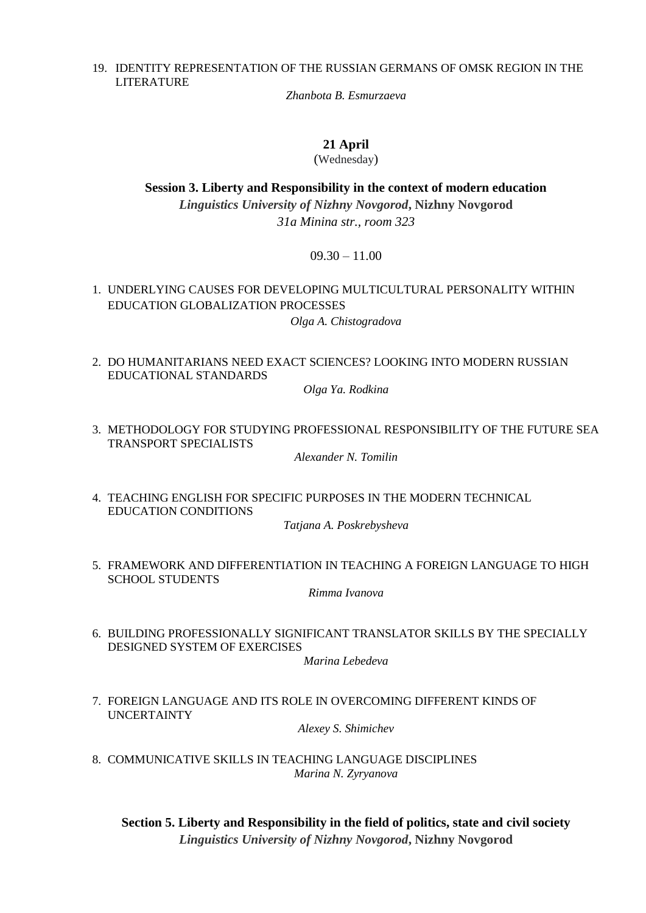19. IDENTITY REPRESENTATION OF THE RUSSIAN GERMANS OF OMSK REGION IN THE LITERATURE

*Zhanbota B. Esmurzaeva*

**21 April**

(Wednesday)

**Session 3. Liberty and Responsibility in the context of modern education**

***Linguistics University of Nizhny Novgorod*, Nizhny Novgorod**

*31a Minina str., room 323*

09.30 – 11.00

1. UNDERLYING CAUSES FOR DEVELOPING MULTICULTURAL PERSONALITY WITHIN EDUCATION GLOBALIZATION PROCESSES

   *Olga A. Chistogradova*

2. DO HUMANITARIANS NEED EXACT SCIENCES? LOOKING INTO MODERN RUSSIAN EDUCATIONAL STANDARDS

   *Olga Ya. Rodkina*

3. METHODOLOGY FOR STUDYING PROFESSIONAL RESPONSIBILITY OF THE FUTURE SEA TRANSPORT SPECIALISTS

   *Alexander N. Tomilin*

4. TEACHING ENGLISH FOR SPECIFIC PURPOSES IN THE MODERN TECHNICAL EDUCATION CONDITIONS

   *Tatjana A. Poskrebysheva*

5. FRAMEWORK AND DIFFERENTIATION IN TEACHING A FOREIGN LANGUAGE TO HIGH SCHOOL STUDENTS

   *Rimma Ivanova*

6. BUILDING PROFESSIONALLY SIGNIFICANT TRANSLATOR SKILLS BY THE SPECIALLY DESIGNED SYSTEM OF EXERCISES

   *Marina Lebedeva*

7. FOREIGN LANGUAGE AND ITS ROLE IN OVERCOMING DIFFERENT KINDS OF UNCERTAINTY

   *Alexey S. Shimichev*

8. COMMUNICATIVE SKILLS IN TEACHING LANGUAGE DISCIPLINES

   *Marina N. Zyryanova*

**Section 5. Liberty and Responsibility in the field of politics, state and civil society**

***Linguistics University of Nizhny Novgorod*, Nizhny Novgorod**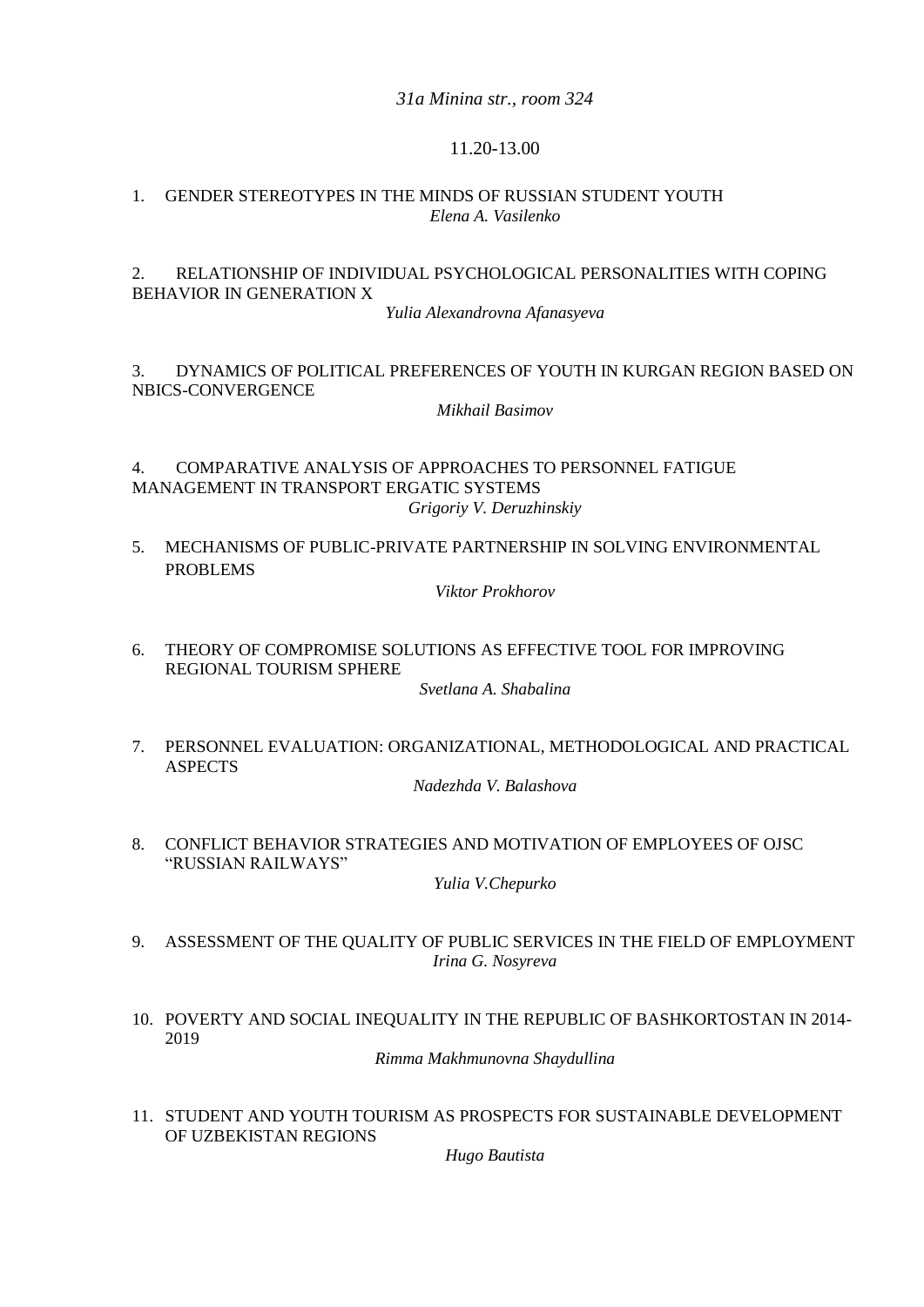*31a Minina str., room 324*

11.20-13.00

1. GENDER STEREOTYPES IN THE MINDS OF RUSSIAN STUDENT YOUTH
   *Elena A. Vasilenko*

2. RELATIONSHIP OF INDIVIDUAL PSYCHOLOGICAL PERSONALITIES WITH COPING BEHAVIOR IN GENERATION X
   *Yulia Alexandrovna Afanasyeva*

3. DYNAMICS OF POLITICAL PREFERENCES OF YOUTH IN KURGAN REGION BASED ON NBICS-CONVERGENCE
   *Mikhail Basimov*

4. COMPARATIVE ANALYSIS OF APPROACHES TO PERSONNEL FATIGUE MANAGEMENT IN TRANSPORT ERGATIC SYSTEMS
   *Grigoriy V. Deruzhinskiy*

5. MECHANISMS OF PUBLIC-PRIVATE PARTNERSHIP IN SOLVING ENVIRONMENTAL PROBLEMS
   *Viktor Prokhorov*

6. THEORY OF COMPROMISE SOLUTIONS AS EFFECTIVE TOOL FOR IMPROVING REGIONAL TOURISM SPHERE
   *Svetlana A. Shabalina*

7. PERSONNEL EVALUATION: ORGANIZATIONAL, METHODOLOGICAL AND PRACTICAL ASPECTS
   *Nadezhda V. Balashova*

8. CONFLICT BEHAVIOR STRATEGIES AND MOTIVATION OF EMPLOYEES OF OJSC "RUSSIAN RAILWAYS"
   *Yulia V.Chepurko*

9. ASSESSMENT OF THE QUALITY OF PUBLIC SERVICES IN THE FIELD OF EMPLOYMENT
   *Irina G. Nosyreva*

10. POVERTY AND SOCIAL INEQUALITY IN THE REPUBLIC OF BASHKORTOSTAN IN 2014-2019
    *Rimma Makhmunovna Shaydullina*

11. STUDENT AND YOUTH TOURISM AS PROSPECTS FOR SUSTAINABLE DEVELOPMENT OF UZBEKISTAN REGIONS
    *Hugo Bautista*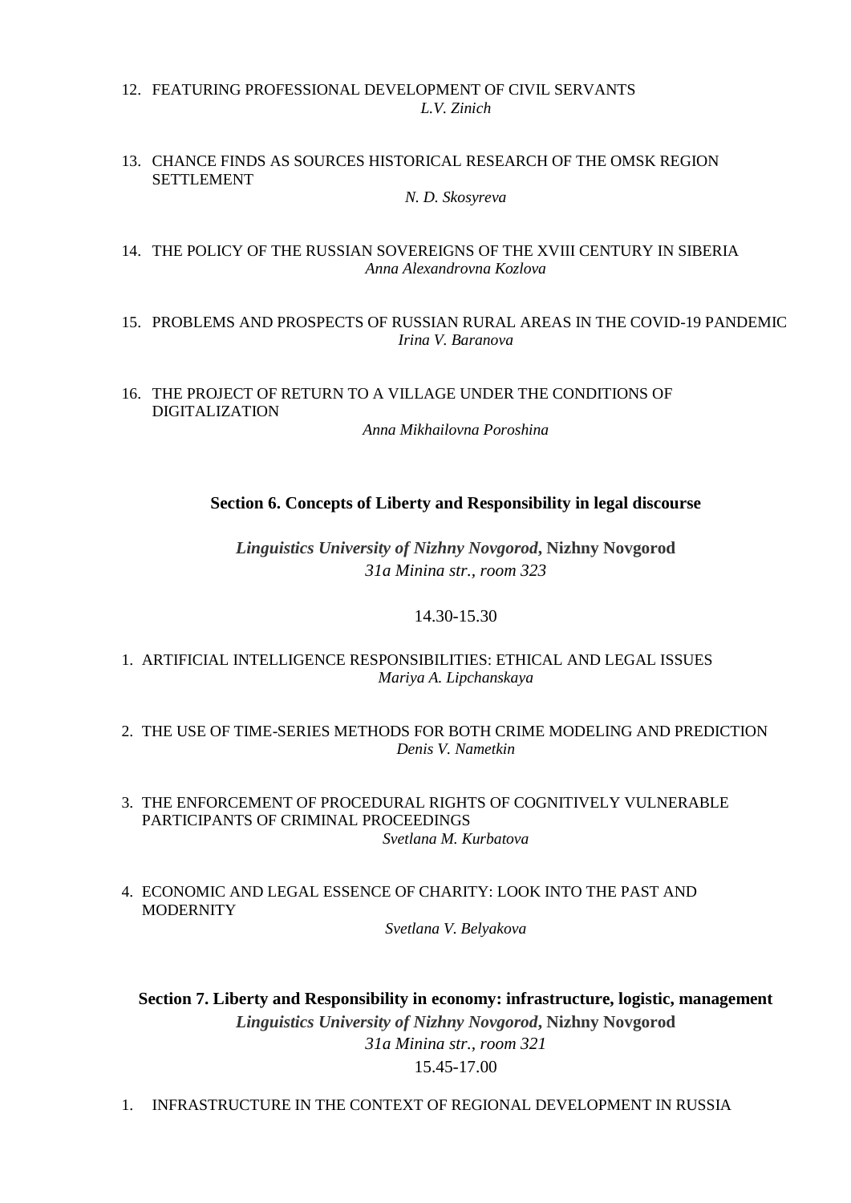12. FEATURING PROFESSIONAL DEVELOPMENT OF CIVIL SERVANTS
    *L.V. Zinich*

13. CHANCE FINDS AS SOURCES HISTORICAL RESEARCH OF THE OMSK REGION SETTLEMENT
    *N. D. Skosyreva*

14. THE POLICY OF THE RUSSIAN SOVEREIGNS OF THE XVIII CENTURY IN SIBERIA
    *Anna Alexandrovna Kozlova*

15. PROBLEMS AND PROSPECTS OF RUSSIAN RURAL AREAS IN THE COVID-19 PANDEMIC
    *Irina V. Baranova*

16. THE PROJECT OF RETURN TO A VILLAGE UNDER THE CONDITIONS OF DIGITALIZATION
    *Anna Mikhailovna Poroshina*

## Section 6. Concepts of Liberty and Responsibility in legal discourse

***Linguistics University of Nizhny Novgorod*, Nizhny Novgorod**
*31a Minina str., room 323*

14.30-15.30

1. ARTIFICIAL INTELLIGENCE RESPONSIBILITIES: ETHICAL AND LEGAL ISSUES
   *Mariya A. Lipchanskaya*

2. THE USE OF TIME-SERIES METHODS FOR BOTH CRIME MODELING AND PREDICTION
   *Denis V. Nametkin*

3. THE ENFORCEMENT OF PROCEDURAL RIGHTS OF COGNITIVELY VULNERABLE PARTICIPANTS OF CRIMINAL PROCEEDINGS
   *Svetlana M. Kurbatova*

4. ECONOMIC AND LEGAL ESSENCE OF CHARITY: LOOK INTO THE PAST AND MODERNITY
   *Svetlana V. Belyakova*

## Section 7. Liberty and Responsibility in economy: infrastructure, logistic, management

***Linguistics University of Nizhny Novgorod*, Nizhny Novgorod**
*31a Minina str., room 321*
15.45-17.00

1. INFRASTRUCTURE IN THE CONTEXT OF REGIONAL DEVELOPMENT IN RUSSIA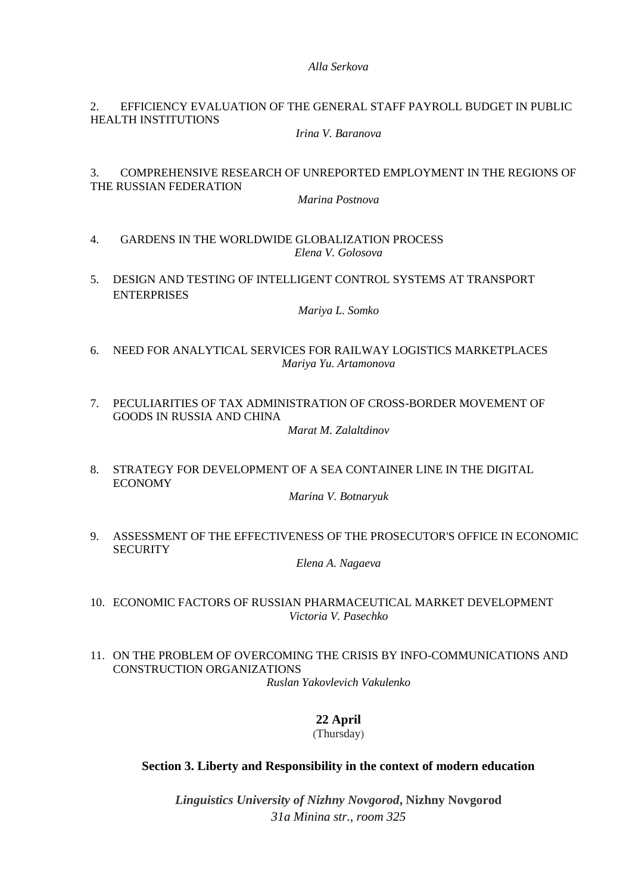*Alla Serkova*

2. EFFICIENCY EVALUATION OF THE GENERAL STAFF PAYROLL BUDGET IN PUBLIC HEALTH INSTITUTIONS

*Irina V. Baranova*

3. COMPREHENSIVE RESEARCH OF UNREPORTED EMPLOYMENT IN THE REGIONS OF THE RUSSIAN FEDERATION

*Marina Postnova*

4. GARDENS IN THE WORLDWIDE GLOBALIZATION PROCESS

*Elena V. Golosova*

5. DESIGN AND TESTING OF INTELLIGENT CONTROL SYSTEMS AT TRANSPORT ENTERPRISES

*Mariya L. Somko*

6. NEED FOR ANALYTICAL SERVICES FOR RAILWAY LOGISTICS MARKETPLACES

*Mariya Yu. Artamonova*

7. PECULIARITIES OF TAX ADMINISTRATION OF CROSS-BORDER MOVEMENT OF GOODS IN RUSSIA AND CHINA

*Marat M. Zalaltdinov*

8. STRATEGY FOR DEVELOPMENT OF A SEA CONTAINER LINE IN THE DIGITAL ECONOMY

*Marina V. Botnaryuk*

9. ASSESSMENT OF THE EFFECTIVENESS OF THE PROSECUTOR'S OFFICE IN ECONOMIC SECURITY

*Elena A. Nagaeva*

10. ECONOMIC FACTORS OF RUSSIAN PHARMACEUTICAL MARKET DEVELOPMENT

*Victoria V. Pasechko*

11. ON THE PROBLEM OF OVERCOMING THE CRISIS BY INFO-COMMUNICATIONS AND CONSTRUCTION ORGANIZATIONS

*Ruslan Yakovlevich Vakulenko*

**22 April**

(Thursday)

## Section 3. Liberty and Responsibility in the context of modern education

***Linguistics University of Nizhny Novgorod*, Nizhny Novgorod**

*31a Minina str., room 325*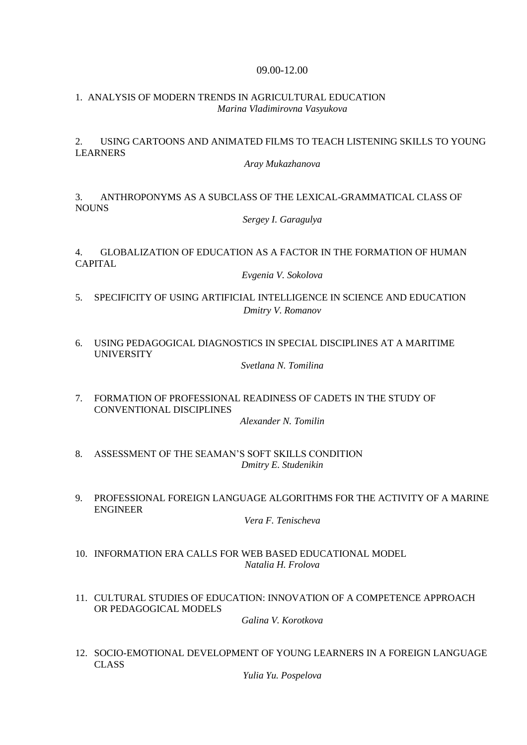09.00-12.00

1. ANALYSIS OF MODERN TRENDS IN AGRICULTURAL EDUCATION
   *Marina Vladimirovna Vasyukova*

2. USING CARTOONS AND ANIMATED FILMS TO TEACH LISTENING SKILLS TO YOUNG LEARNERS
   *Aray Mukazhanova*

3. ANTHROPONYMS AS A SUBCLASS OF THE LEXICAL-GRAMMATICAL CLASS OF NOUNS
   *Sergey I. Garagulya*

4. GLOBALIZATION OF EDUCATION AS A FACTOR IN THE FORMATION OF HUMAN CAPITAL
   *Evgenia V. Sokolova*

5. SPECIFICITY OF USING ARTIFICIAL INTELLIGENCE IN SCIENCE AND EDUCATION
   *Dmitry V. Romanov*

6. USING PEDAGOGICAL DIAGNOSTICS IN SPECIAL DISCIPLINES AT A MARITIME UNIVERSITY
   *Svetlana N. Tomilina*

7. FORMATION OF PROFESSIONAL READINESS OF CADETS IN THE STUDY OF CONVENTIONAL DISCIPLINES
   *Alexander N. Tomilin*

8. ASSESSMENT OF THE SEAMAN'S SOFT SKILLS CONDITION
   *Dmitry E. Studenikin*

9. PROFESSIONAL FOREIGN LANGUAGE ALGORITHMS FOR THE ACTIVITY OF A MARINE ENGINEER
   *Vera F. Tenischeva*

10. INFORMATION ERA CALLS FOR WEB BASED EDUCATIONAL MODEL
    *Natalia H. Frolova*

11. CULTURAL STUDIES OF EDUCATION: INNOVATION OF A COMPETENCE APPROACH OR PEDAGOGICAL MODELS
    *Galina V. Korotkova*

12. SOCIO-EMOTIONAL DEVELOPMENT OF YOUNG LEARNERS IN A FOREIGN LANGUAGE CLASS
    *Yulia Yu. Pospelova*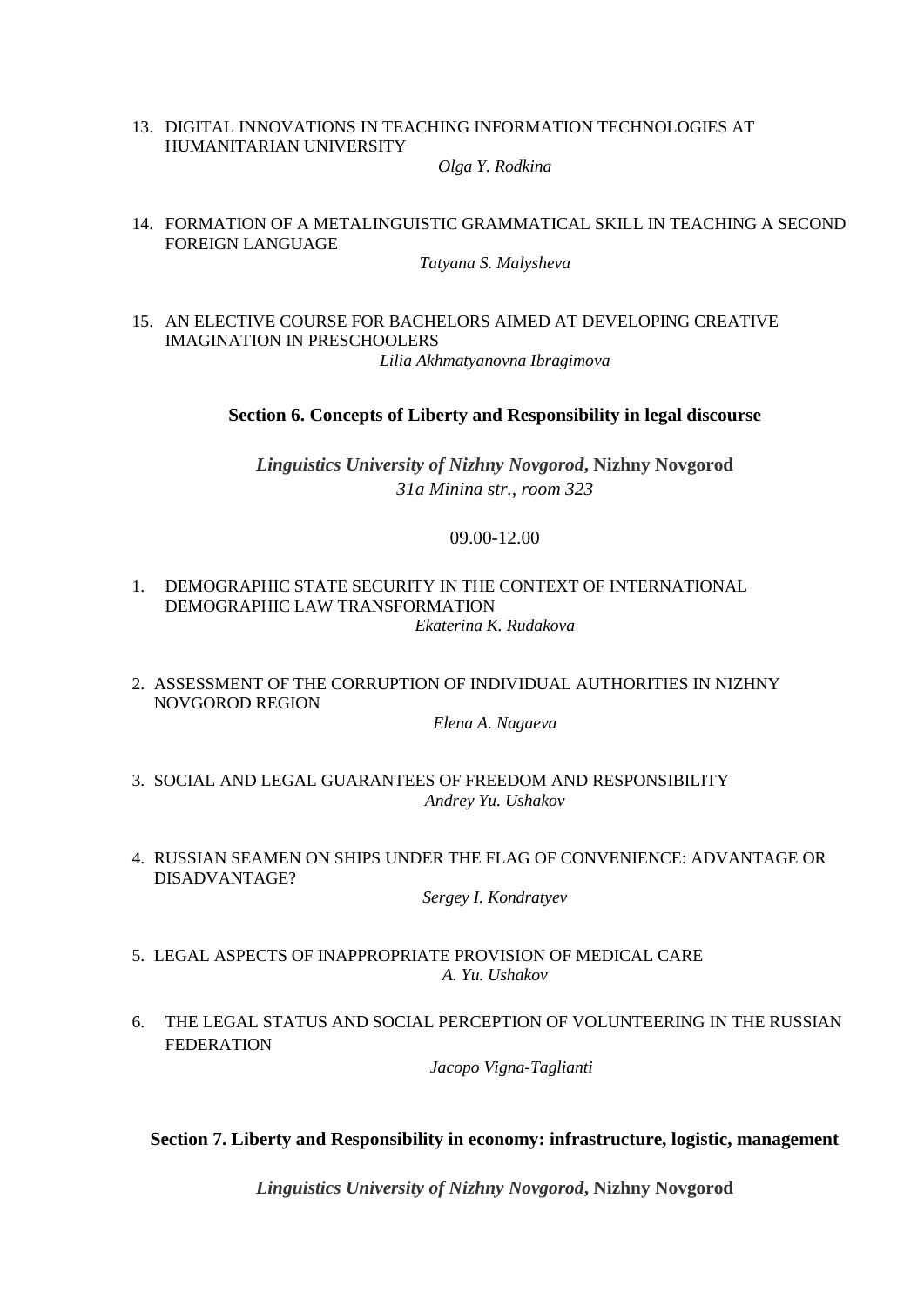13. DIGITAL INNOVATIONS IN TEACHING INFORMATION TECHNOLOGIES AT HUMANITARIAN UNIVERSITY

    *Olga Y. Rodkina*

14. FORMATION OF A METALINGUISTIC GRAMMATICAL SKILL IN TEACHING A SECOND FOREIGN LANGUAGE

    *Tatyana S. Malysheva*

15. AN ELECTIVE COURSE FOR BACHELORS AIMED AT DEVELOPING CREATIVE IMAGINATION IN PRESCHOOLERS

    *Lilia Akhmatyanovna Ibragimova*

## Section 6. Concepts of Liberty and Responsibility in legal discourse

***Linguistics University of Nizhny Novgorod*, Nizhny Novgorod**

*31a Minina str., room 323*

09.00-12.00

1. DEMOGRAPHIC STATE SECURITY IN THE CONTEXT OF INTERNATIONAL DEMOGRAPHIC LAW TRANSFORMATION

   *Ekaterina K. Rudakova*

2. ASSESSMENT OF THE CORRUPTION OF INDIVIDUAL AUTHORITIES IN NIZHNY NOVGOROD REGION

   *Elena A. Nagaeva*

3. SOCIAL AND LEGAL GUARANTEES OF FREEDOM AND RESPONSIBILITY

   *Andrey Yu. Ushakov*

4. RUSSIAN SEAMEN ON SHIPS UNDER THE FLAG OF CONVENIENCE: ADVANTAGE OR DISADVANTAGE?

   *Sergey I. Kondratyev*

5. LEGAL ASPECTS OF INAPPROPRIATE PROVISION OF MEDICAL CARE

   *A. Yu. Ushakov*

6. THE LEGAL STATUS AND SOCIAL PERCEPTION OF VOLUNTEERING IN THE RUSSIAN FEDERATION

   *Jacopo Vigna-Taglianti*

## Section 7. Liberty and Responsibility in economy: infrastructure, logistic, management

***Linguistics University of Nizhny Novgorod*, Nizhny Novgorod**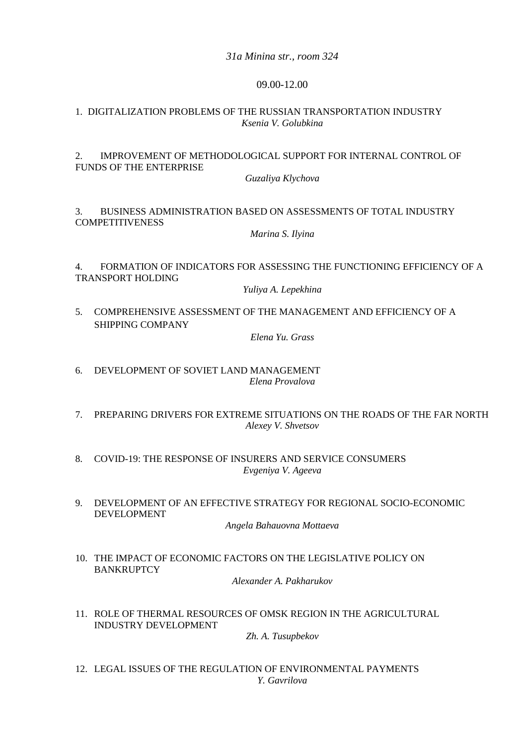*31a Minina str., room 324*

09.00-12.00

1. DIGITALIZATION PROBLEMS OF THE RUSSIAN TRANSPORTATION INDUSTRY
   *Ksenia V. Golubkina*

2. IMPROVEMENT OF METHODOLOGICAL SUPPORT FOR INTERNAL CONTROL OF FUNDS OF THE ENTERPRISE
   *Guzaliya Klychova*

3. BUSINESS ADMINISTRATION BASED ON ASSESSMENTS OF TOTAL INDUSTRY COMPETITIVENESS
   *Marina S. Ilyina*

4. FORMATION OF INDICATORS FOR ASSESSING THE FUNCTIONING EFFICIENCY OF A TRANSPORT HOLDING
   *Yuliya A. Lepekhina*

5. COMPREHENSIVE ASSESSMENT OF THE MANAGEMENT AND EFFICIENCY OF A SHIPPING COMPANY
   *Elena Yu. Grass*

6. DEVELOPMENT OF SOVIET LAND MANAGEMENT
   *Elena Provalova*

7. PREPARING DRIVERS FOR EXTREME SITUATIONS ON THE ROADS OF THE FAR NORTH
   *Alexey V. Shvetsov*

8. COVID-19: THE RESPONSE OF INSURERS AND SERVICE CONSUMERS
   *Evgeniya V. Ageeva*

9. DEVELOPMENT OF AN EFFECTIVE STRATEGY FOR REGIONAL SOCIO-ECONOMIC DEVELOPMENT
   *Angela Bahauovna Mottaeva*

10. THE IMPACT OF ECONOMIC FACTORS ON THE LEGISLATIVE POLICY ON BANKRUPTCY
    *Alexander A. Pakharukov*

11. ROLE OF THERMAL RESOURCES OF OMSK REGION IN THE AGRICULTURAL INDUSTRY DEVELOPMENT
    *Zh. A. Tusupbekov*

12. LEGAL ISSUES OF THE REGULATION OF ENVIRONMENTAL PAYMENTS
    *Y. Gavrilova*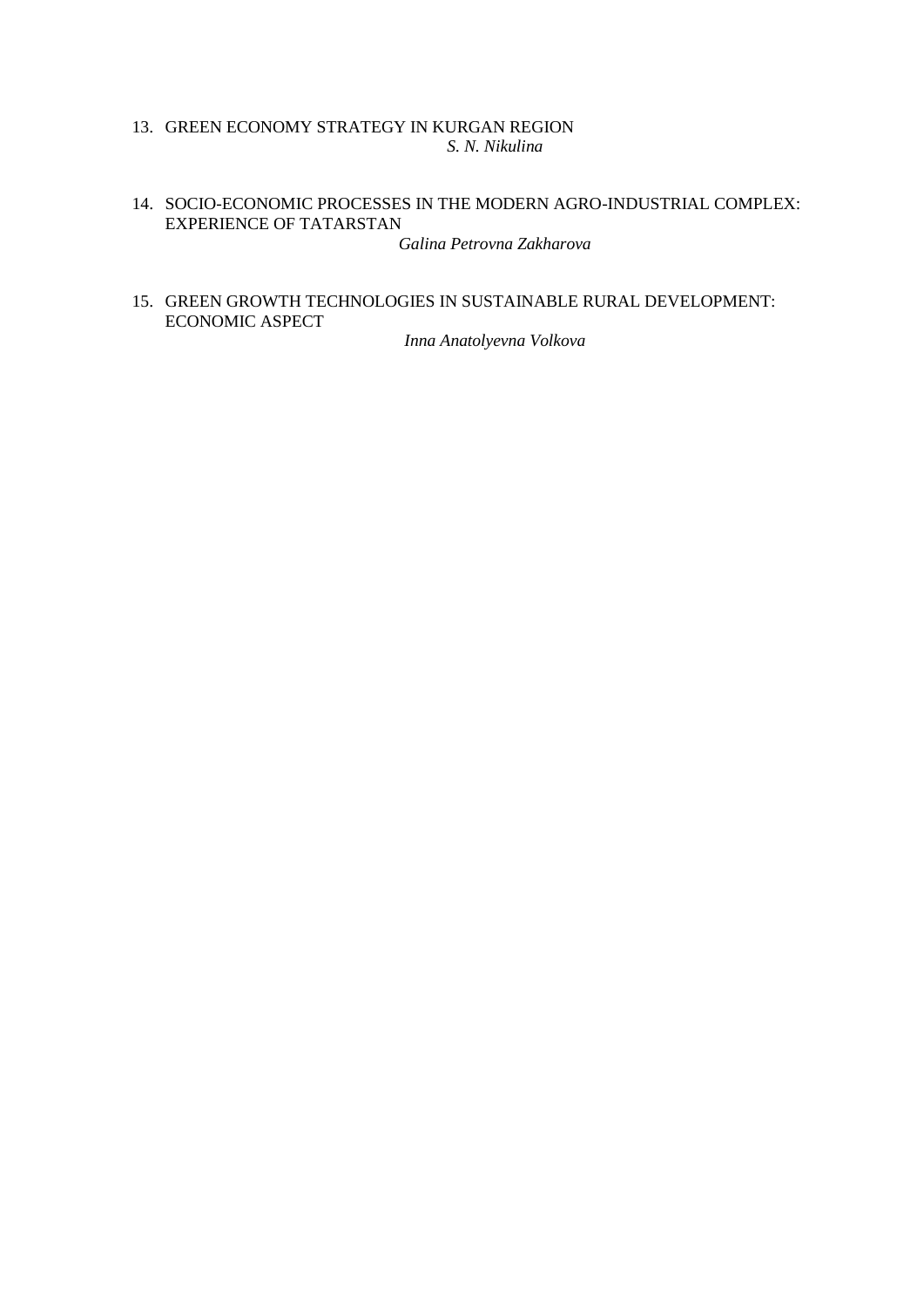13. GREEN ECONOMY STRATEGY IN KURGAN REGION
    *S. N. Nikulina*

14. SOCIO-ECONOMIC PROCESSES IN THE MODERN AGRO-INDUSTRIAL COMPLEX: EXPERIENCE OF TATARSTAN
    *Galina Petrovna Zakharova*

15. GREEN GROWTH TECHNOLOGIES IN SUSTAINABLE RURAL DEVELOPMENT: ECONOMIC ASPECT
    *Inna Anatolyevna Volkova*